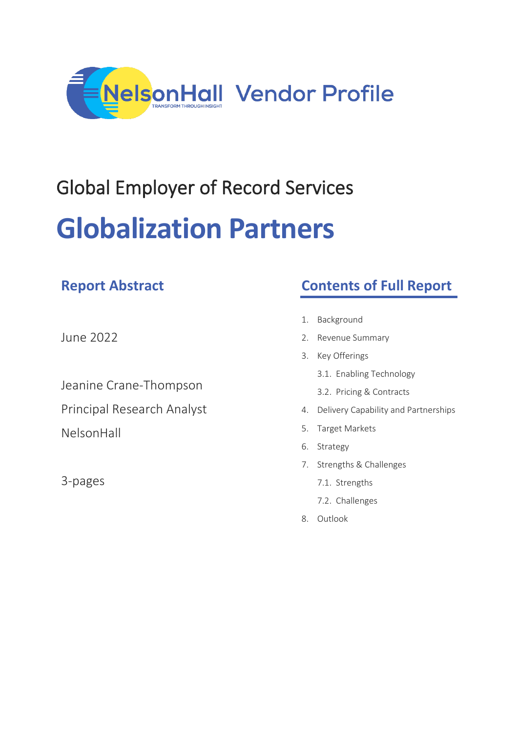NelsonHall Vendor Profile

# Global Employer of Record Services

# Globalization Partners

## Report Abstract

June 2022

Jeanine Crane-Thompson

Principal Research Analyst

NelsonHall

3-pages

## Contents of Full Report

1. Background
2. Revenue Summary
3. Key Offerings
   - 3.1. Enabling Technology
   - 3.2. Pricing & Contracts
4. Delivery Capability and Partnerships
5. Target Markets
6. Strategy
7. Strengths & Challenges
   - 7.1. Strengths
   - 7.2. Challenges
8. Outlook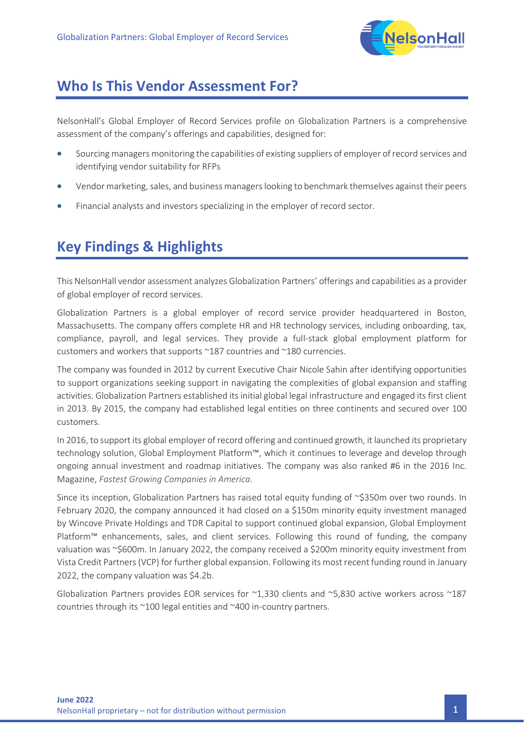## Who Is This Vendor Assessment For?

NelsonHall's Global Employer of Record Services profile on Globalization Partners is a comprehensive assessment of the company's offerings and capabilities, designed for:

- Sourcing managers monitoring the capabilities of existing suppliers of employer of record services and identifying vendor suitability for RFPs
- Vendor marketing, sales, and business managers looking to benchmark themselves against their peers
- Financial analysts and investors specializing in the employer of record sector.

## Key Findings & Highlights

This NelsonHall vendor assessment analyzes Globalization Partners' offerings and capabilities as a provider of global employer of record services.

Globalization Partners is a global employer of record service provider headquartered in Boston, Massachusetts. The company offers complete HR and HR technology services, including onboarding, tax, compliance, payroll, and legal services. They provide a full-stack global employment platform for customers and workers that supports ~187 countries and ~180 currencies.

The company was founded in 2012 by current Executive Chair Nicole Sahin after identifying opportunities to support organizations seeking support in navigating the complexities of global expansion and staffing activities. Globalization Partners established its initial global legal infrastructure and engaged its first client in 2013. By 2015, the company had established legal entities on three continents and secured over 100 customers.

In 2016, to support its global employer of record offering and continued growth, it launched its proprietary technology solution, Global Employment Platform™, which it continues to leverage and develop through ongoing annual investment and roadmap initiatives. The company was also ranked #6 in the 2016 Inc. Magazine, *Fastest Growing Companies in America*.

Since its inception, Globalization Partners has raised total equity funding of ~$350m over two rounds. In February 2020, the company announced it had closed on a $150m minority equity investment managed by Wincove Private Holdings and TDR Capital to support continued global expansion, Global Employment Platform™ enhancements, sales, and client services. Following this round of funding, the company valuation was ~$600m. In January 2022, the company received a $200m minority equity investment from Vista Credit Partners (VCP) for further global expansion. Following its most recent funding round in January 2022, the company valuation was $4.2b.

Globalization Partners provides EOR services for ~1,330 clients and ~5,830 active workers across ~187 countries through its ~100 legal entities and ~400 in-country partners.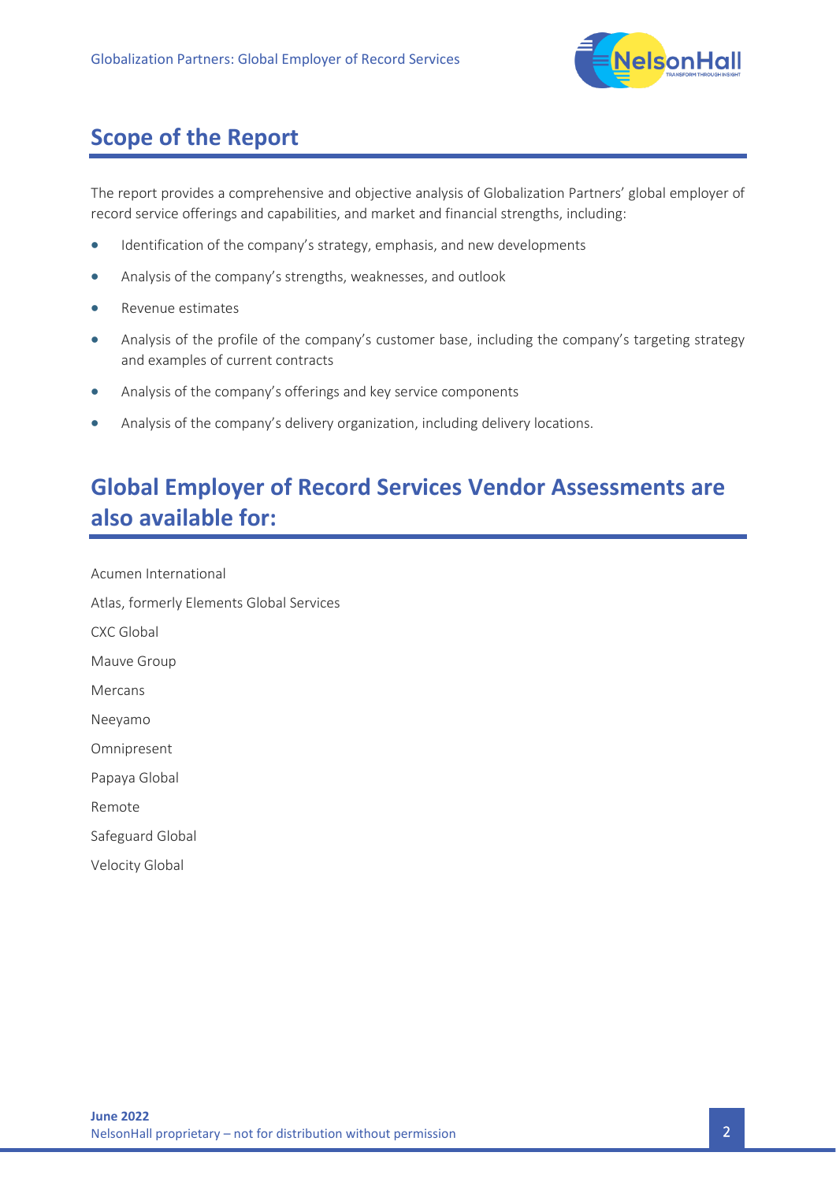## Scope of the Report

The report provides a comprehensive and objective analysis of Globalization Partners' global employer of record service offerings and capabilities, and market and financial strengths, including:

- Identification of the company's strategy, emphasis, and new developments
- Analysis of the company's strengths, weaknesses, and outlook
- Revenue estimates
- Analysis of the profile of the company's customer base, including the company's targeting strategy and examples of current contracts
- Analysis of the company's offerings and key service components
- Analysis of the company's delivery organization, including delivery locations.

## Global Employer of Record Services Vendor Assessments are also available for:

Acumen International

Atlas, formerly Elements Global Services

CXC Global

Mauve Group

Mercans

Neeyamo

Omnipresent

Papaya Global

Remote

Safeguard Global

Velocity Global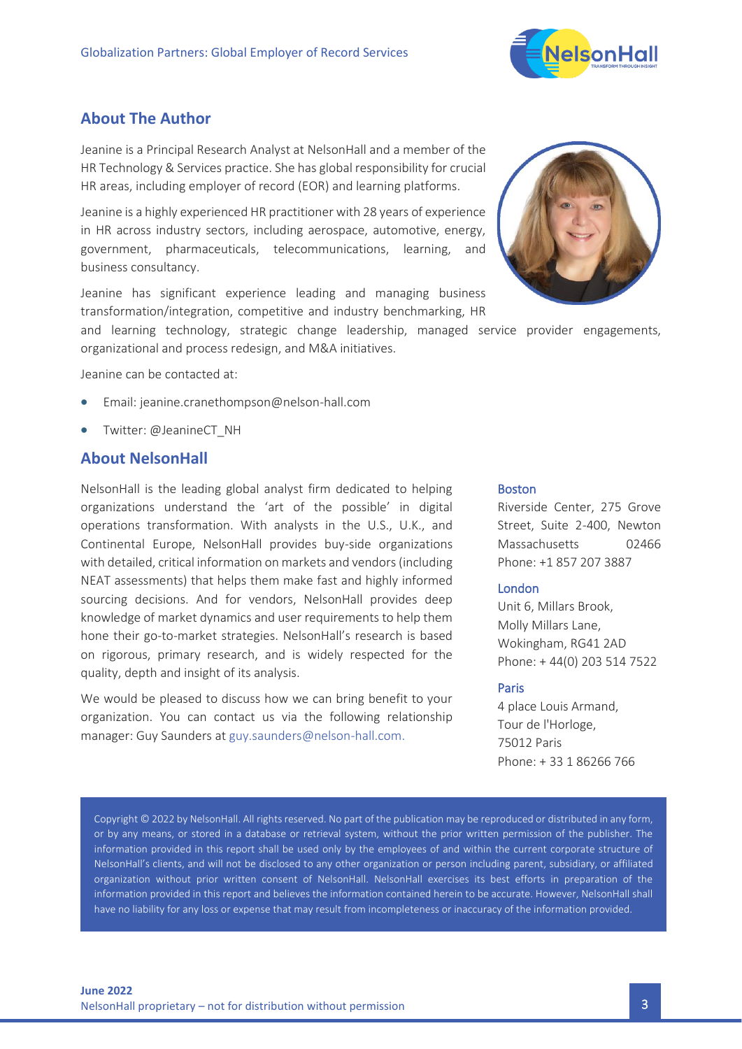## About The Author

Jeanine is a Principal Research Analyst at NelsonHall and a member of the HR Technology & Services practice. She has global responsibility for crucial HR areas, including employer of record (EOR) and learning platforms.

Jeanine is a highly experienced HR practitioner with 28 years of experience in HR across industry sectors, including aerospace, automotive, energy, government, pharmaceuticals, telecommunications, learning, and business consultancy.

Jeanine has significant experience leading and managing business transformation/integration, competitive and industry benchmarking, HR and learning technology, strategic change leadership, managed service provider engagements, organizational and process redesign, and M&A initiatives.

Jeanine can be contacted at:

- Email: jeanine.cranethompson@nelson-hall.com
- Twitter: @JeanineCT_NH

## About NelsonHall

NelsonHall is the leading global analyst firm dedicated to helping organizations understand the 'art of the possible' in digital operations transformation. With analysts in the U.S., U.K., and Continental Europe, NelsonHall provides buy-side organizations with detailed, critical information on markets and vendors (including NEAT assessments) that helps them make fast and highly informed sourcing decisions. And for vendors, NelsonHall provides deep knowledge of market dynamics and user requirements to help them hone their go-to-market strategies. NelsonHall's research is based on rigorous, primary research, and is widely respected for the quality, depth and insight of its analysis.

We would be pleased to discuss how we can bring benefit to your organization. You can contact us via the following relationship manager: Guy Saunders at guy.saunders@nelson-hall.com.

**Boston**
Riverside Center, 275 Grove Street, Suite 2-400, Newton Massachusetts 02466
Phone: +1 857 207 3887

**London**
Unit 6, Millars Brook,
Molly Millars Lane,
Wokingham, RG41 2AD
Phone: + 44(0) 203 514 7522

**Paris**
4 place Louis Armand,
Tour de l'Horloge,
75012 Paris
Phone: + 33 1 86266 766

Copyright © 2022 by NelsonHall. All rights reserved. No part of the publication may be reproduced or distributed in any form, or by any means, or stored in a database or retrieval system, without the prior written permission of the publisher. The information provided in this report shall be used only by the employees of and within the current corporate structure of NelsonHall's clients, and will not be disclosed to any other organization or person including parent, subsidiary, or affiliated organization without prior written consent of NelsonHall. NelsonHall exercises its best efforts in preparation of the information provided in this report and believes the information contained herein to be accurate. However, NelsonHall shall have no liability for any loss or expense that may result from incompleteness or inaccuracy of the information provided.